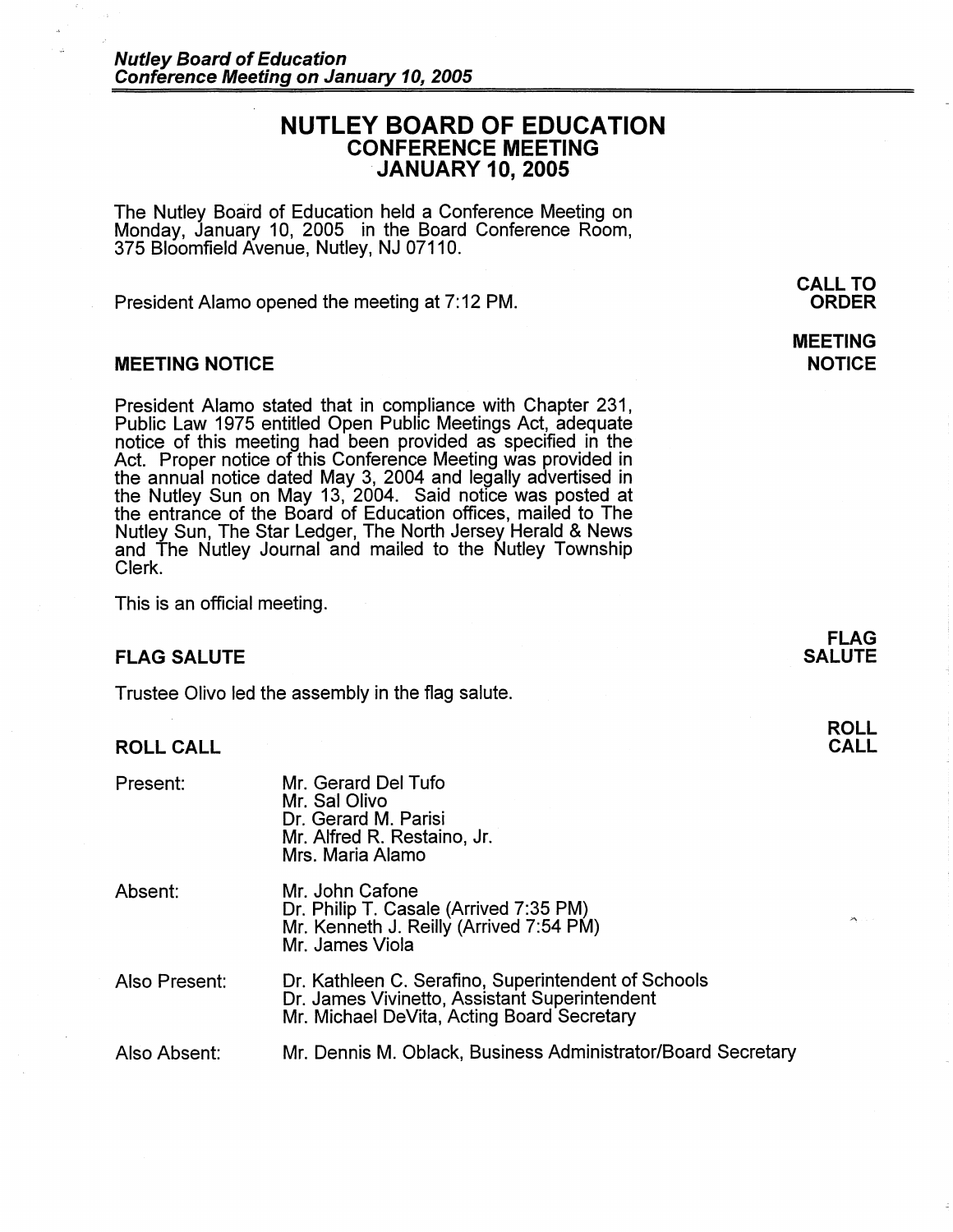# NUTLEY BOARD OF EDUCATION
## CONFERENCE MEETING
## JANUARY 10, 2005

The Nutley Board of Education held a Conference Meeting on Monday, January 10, 2005 in the Board Conference Room, 375 Bloomfield Avenue, Nutley, NJ 07110.

**CALL TO ORDER**

President Alamo opened the meeting at 7:12 PM.

### MEETING NOTICE

President Alamo stated that in compliance with Chapter 231, Public Law 1975 entitled Open Public Meetings Act, adequate notice of this meeting had been provided as specified in the Act. Proper notice of this Conference Meeting was provided in the annual notice dated May 3, 2004 and legally advertised in the Nutley Sun on May 13, 2004. Said notice was posted at the entrance of the Board of Education offices, mailed to The Nutley Sun, The Star Ledger, The North Jersey Herald & News and The Nutley Journal and mailed to the Nutley Township Clerk.

This is an official meeting.

### FLAG SALUTE

Trustee Olivo led the assembly in the flag salute.

### ROLL CALL

| | |
|---|---|
| Present: | Mr. Gerard Del Tufo<br>Mr. Sal Olivo<br>Dr. Gerard M. Parisi<br>Mr. Alfred R. Restaino, Jr.<br>Mrs. Maria Alamo |
| Absent: | Mr. John Cafone<br>Dr. Philip T. Casale (Arrived 7:35 PM)<br>Mr. Kenneth J. Reilly (Arrived 7:54 PM)<br>Mr. James Viola |
| Also Present: | Dr. Kathleen C. Serafino, Superintendent of Schools<br>Dr. James Vivinetto, Assistant Superintendent<br>Mr. Michael DeVita, Acting Board Secretary |
| Also Absent: | Mr. Dennis M. Oblack, Business Administrator/Board Secretary |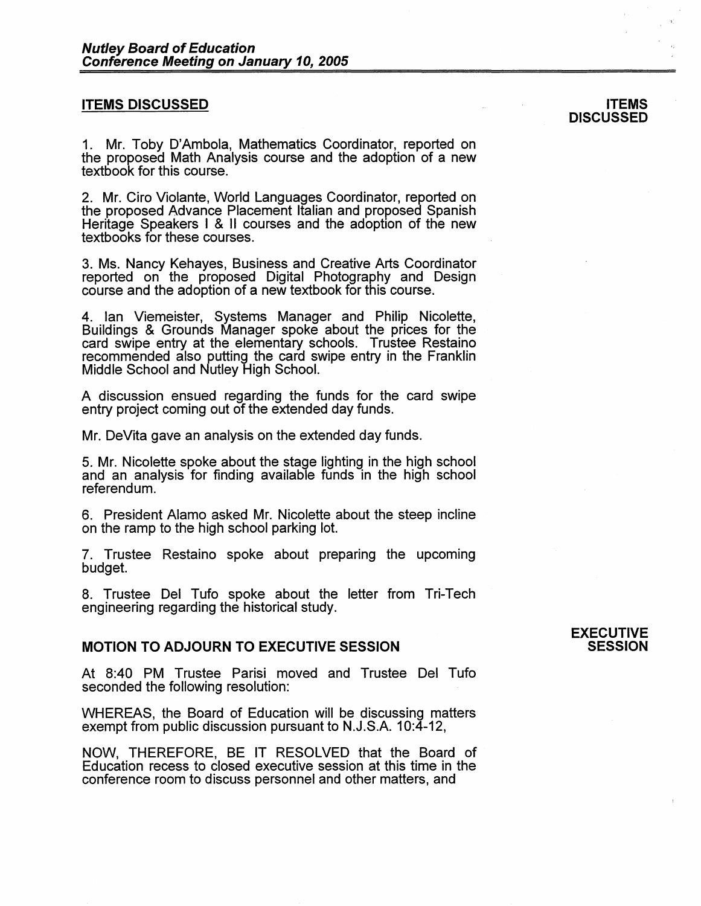## ITEMS DISCUSSED

**ITEMS DISCUSSED**

1. Mr. Toby D'Ambola, Mathematics Coordinator, reported on the proposed Math Analysis course and the adoption of a new textbook for this course.

2. Mr. Ciro Violante, World Languages Coordinator, reported on the proposed Advance Placement Italian and proposed Spanish Heritage Speakers I & II courses and the adoption of the new textbooks for these courses.

3. Ms. Nancy Kehayes, Business and Creative Arts Coordinator reported on the proposed Digital Photography and Design course and the adoption of a new textbook for this course.

4. Ian Viemeister, Systems Manager and Philip Nicolette, Buildings & Grounds Manager spoke about the prices for the card swipe entry at the elementary schools. Trustee Restaino recommended also putting the card swipe entry in the Franklin Middle School and Nutley High School.

A discussion ensued regarding the funds for the card swipe entry project coming out of the extended day funds.

Mr. DeVita gave an analysis on the extended day funds.

5. Mr. Nicolette spoke about the stage lighting in the high school and an analysis for finding available funds in the high school referendum.

6. President Alamo asked Mr. Nicolette about the steep incline on the ramp to the high school parking lot.

7. Trustee Restaino spoke about preparing the upcoming budget.

8. Trustee Del Tufo spoke about the letter from Tri-Tech engineering regarding the historical study.

## MOTION TO ADJOURN TO EXECUTIVE SESSION

**EXECUTIVE SESSION**

At 8:40 PM Trustee Parisi moved and Trustee Del Tufo seconded the following resolution:

WHEREAS, the Board of Education will be discussing matters exempt from public discussion pursuant to N.J.S.A. 10:4-12,

NOW, THEREFORE, BE IT RESOLVED that the Board of Education recess to closed executive session at this time in the conference room to discuss personnel and other matters, and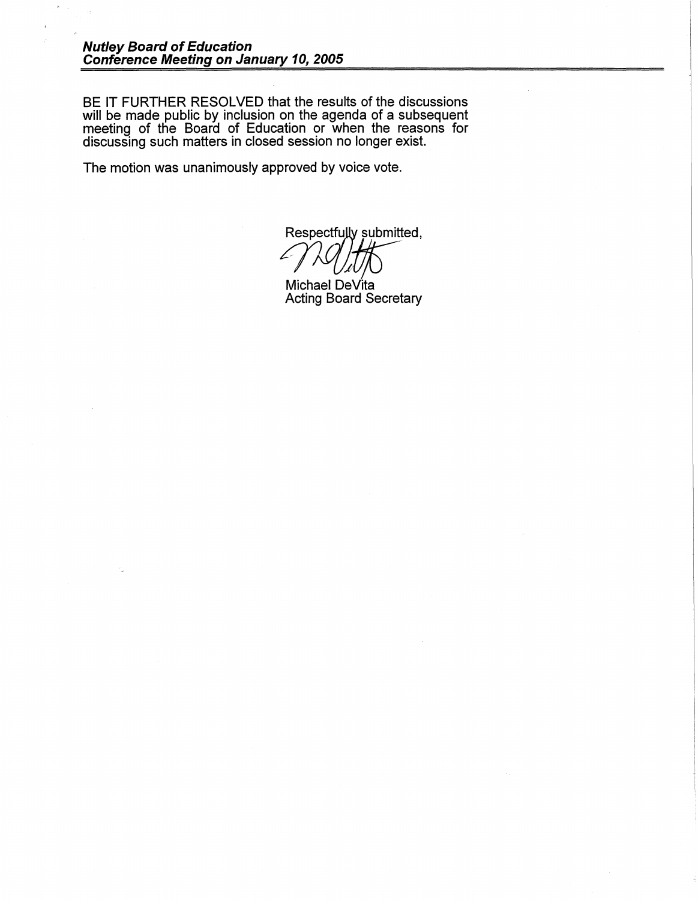BE IT FURTHER RESOLVED that the results of the discussions will be made public by inclusion on the agenda of a subsequent meeting of the Board of Education or when the reasons for discussing such matters in closed session no longer exist.

The motion was unanimously approved by voice vote.

Respectfully submitted,

Michael DeVita
Acting Board Secretary